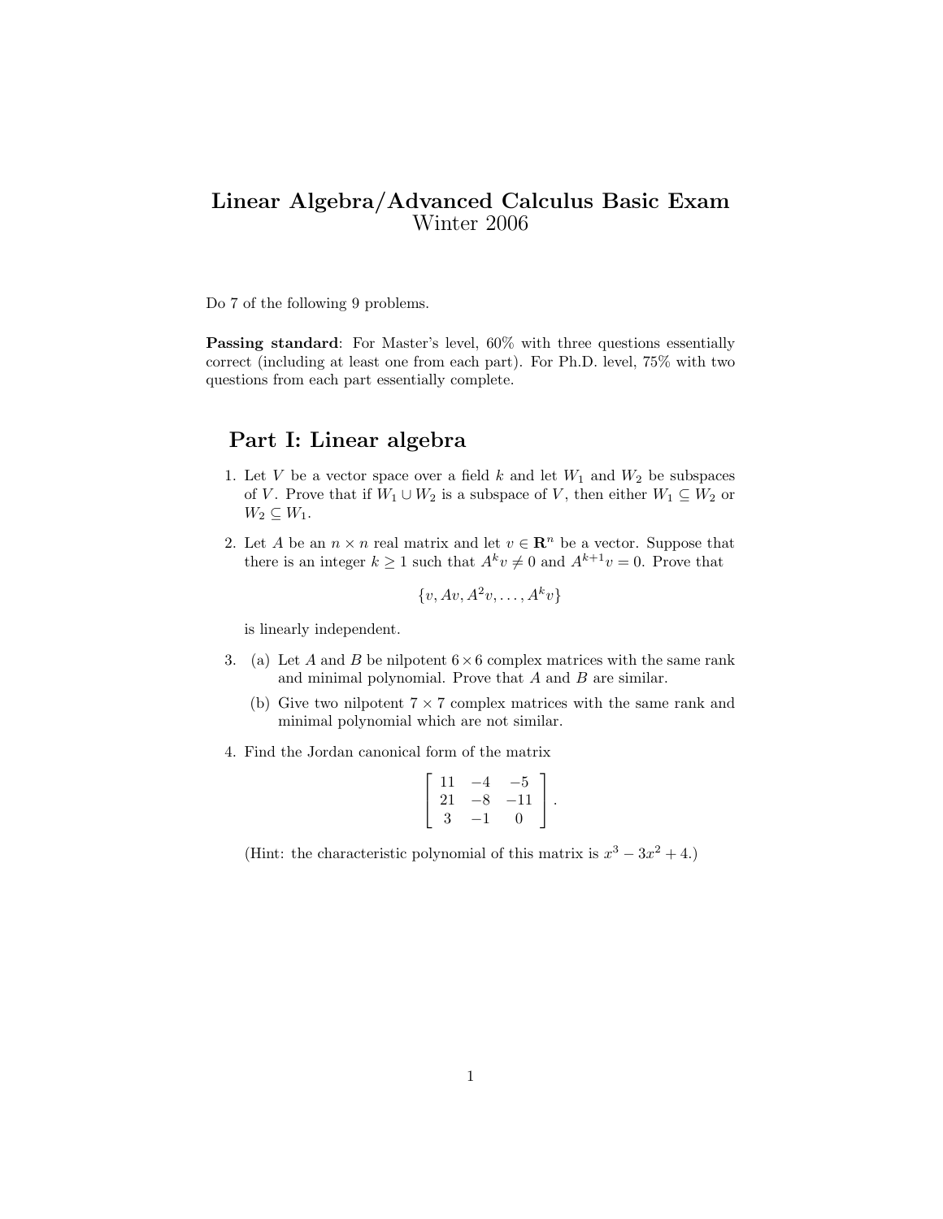# Linear Algebra/Advanced Calculus Basic Exam

Winter 2006

Do 7 of the following 9 problems.

**Passing standard**: For Master's level, 60% with three questions essentially correct (including at least one from each part). For Ph.D. level, 75% with two questions from each part essentially complete.

## Part I: Linear algebra

1. Let $V$ be a vector space over a field $k$ and let $W_1$ and $W_2$ be subspaces of $V$. Prove that if $W_1 \cup W_2$ is a subspace of $V$, then either $W_1 \subseteq W_2$ or $W_2 \subseteq W_1$.

2. Let $A$ be an $n \times n$ real matrix and let $v \in \mathbf{R}^n$ be a vector. Suppose that there is an integer $k \geq 1$ such that $A^k v \neq 0$ and $A^{k+1} v = 0$. Prove that

$$\{v, Av, A^2 v, \ldots, A^k v\}$$

is linearly independent.

3. (a) Let $A$ and $B$ be nilpotent $6 \times 6$ complex matrices with the same rank and minimal polynomial. Prove that $A$ and $B$ are similar.

   (b) Give two nilpotent $7 \times 7$ complex matrices with the same rank and minimal polynomial which are not similar.

4. Find the Jordan canonical form of the matrix

$$\begin{bmatrix} 11 & -4 & -5 \\ 21 & -8 & -11 \\ 3 & -1 & 0 \end{bmatrix}.$$

(Hint: the characteristic polynomial of this matrix is $x^3 - 3x^2 + 4$.)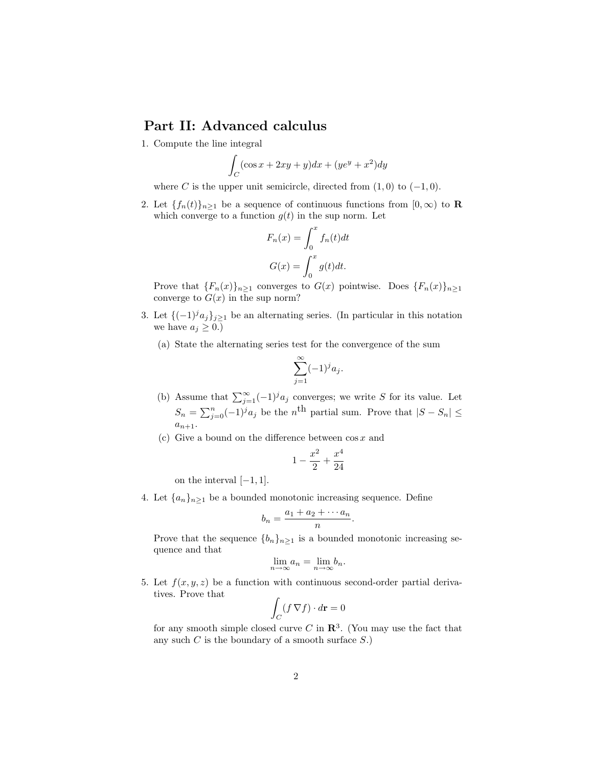## Part II: Advanced calculus

1. Compute the line integral

$$\int_C (\cos x + 2xy + y)dx + (ye^y + x^2)dy$$

where $C$ is the upper unit semicircle, directed from $(1, 0)$ to $(-1, 0)$.

2. Let $\{f_n(t)\}_{n\geq 1}$ be a sequence of continuous functions from $[0, \infty)$ to $\mathbf{R}$ which converge to a function $g(t)$ in the sup norm. Let

$$F_n(x) = \int_0^x f_n(t)dt$$

$$G(x) = \int_0^x g(t)dt.$$

Prove that $\{F_n(x)\}_{n\geq 1}$ converges to $G(x)$ pointwise. Does $\{F_n(x)\}_{n\geq 1}$ converge to $G(x)$ in the sup norm?

3. Let $\{(-1)^j a_j\}_{j\geq 1}$ be an alternating series. (In particular in this notation we have $a_j \geq 0$.)

   (a) State the alternating series test for the convergence of the sum

   $$\sum_{j=1}^{\infty} (-1)^j a_j.$$

   (b) Assume that $\sum_{j=1}^{\infty} (-1)^j a_j$ converges; we write $S$ for its value. Let $S_n = \sum_{j=0}^{n} (-1)^j a_j$ be the $n^{\text{th}}$ partial sum. Prove that $|S - S_n| \leq a_{n+1}$.

   (c) Give a bound on the difference between $\cos x$ and

   $$1 - \frac{x^2}{2} + \frac{x^4}{24}$$

   on the interval $[-1, 1]$.

4. Let $\{a_n\}_{n\geq 1}$ be a bounded monotonic increasing sequence. Define

$$b_n = \frac{a_1 + a_2 + \cdots a_n}{n}.$$

Prove that the sequence $\{b_n\}_{n\geq 1}$ is a bounded monotonic increasing sequence and that

$$\lim_{n\to\infty} a_n = \lim_{n\to\infty} b_n.$$

5. Let $f(x, y, z)$ be a function with continuous second-order partial derivatives. Prove that

$$\int_C (f\,\nabla f) \cdot d\mathbf{r} = 0$$

for any smooth simple closed curve $C$ in $\mathbf{R}^3$. (You may use the fact that any such $C$ is the boundary of a smooth surface $S$.)